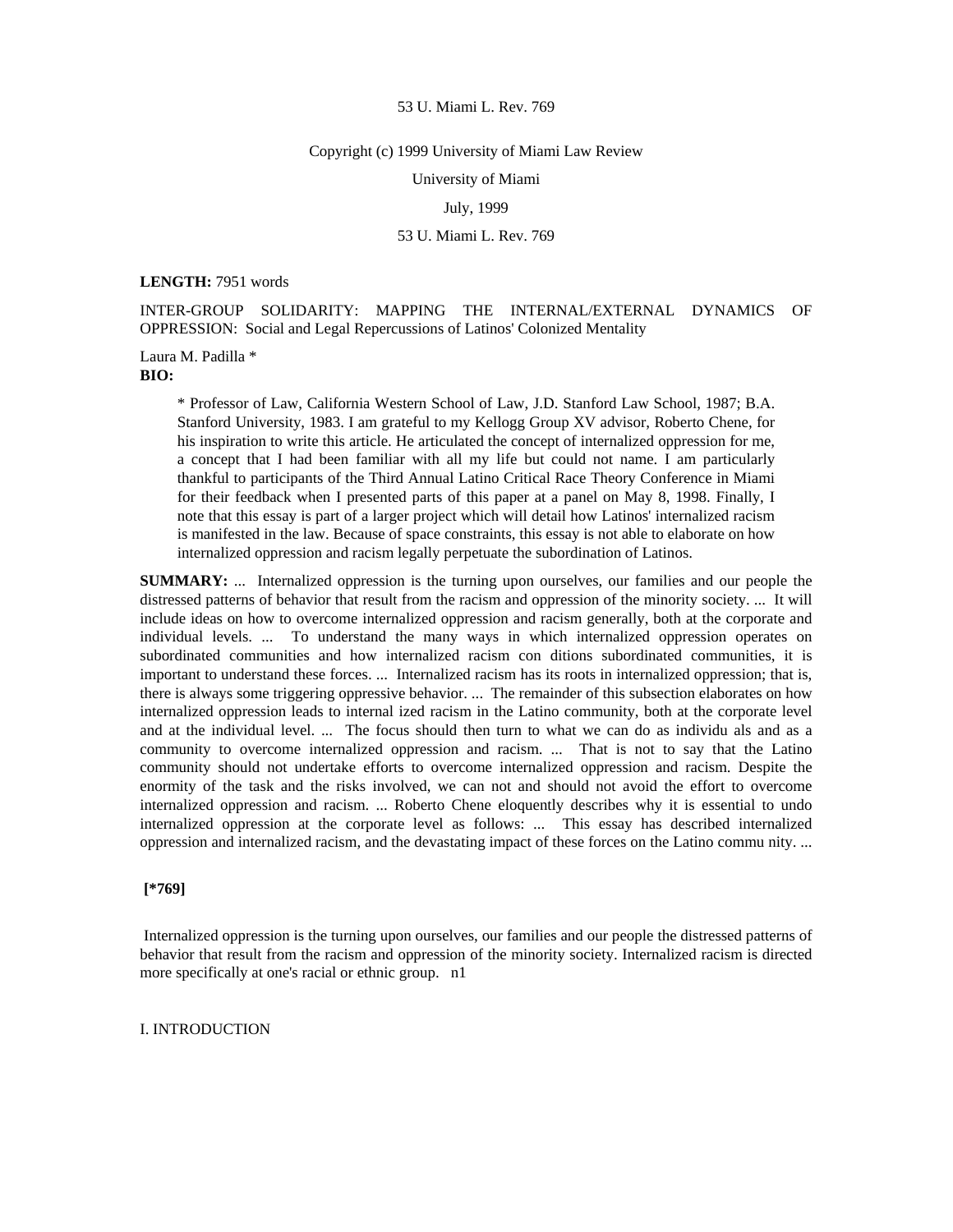53 U. Miami L. Rev. 769

Copyright (c) 1999 University of Miami Law Review

University of Miami

July, 1999

53 U. Miami L. Rev. 769

**LENGTH:** 7951 words

INTER-GROUP SOLIDARITY: MAPPING THE INTERNAL/EXTERNAL DYNAMICS OF OPPRESSION: Social and Legal Repercussions of Latinos' Colonized Mentality

Laura M. Padilla *

**BIO:**

> * Professor of Law, California Western School of Law, J.D. Stanford Law School, 1987; B.A. Stanford University, 1983. I am grateful to my Kellogg Group XV advisor, Roberto Chene, for his inspiration to write this article. He articulated the concept of internalized oppression for me, a concept that I had been familiar with all my life but could not name. I am particularly thankful to participants of the Third Annual Latino Critical Race Theory Conference in Miami for their feedback when I presented parts of this paper at a panel on May 8, 1998. Finally, I note that this essay is part of a larger project which will detail how Latinos' internalized racism is manifested in the law. Because of space constraints, this essay is not able to elaborate on how internalized oppression and racism legally perpetuate the subordination of Latinos.

**SUMMARY:** ... Internalized oppression is the turning upon ourselves, our families and our people the distressed patterns of behavior that result from the racism and oppression of the minority society. ... It will include ideas on how to overcome internalized oppression and racism generally, both at the corporate and individual levels. ... To understand the many ways in which internalized oppression operates on subordinated communities and how internalized racism con ditions subordinated communities, it is important to understand these forces. ... Internalized racism has its roots in internalized oppression; that is, there is always some triggering oppressive behavior. ... The remainder of this subsection elaborates on how internalized oppression leads to internal ized racism in the Latino community, both at the corporate level and at the individual level. ... The focus should then turn to what we can do as individu als and as a community to overcome internalized oppression and racism. ... That is not to say that the Latino community should not undertake efforts to overcome internalized oppression and racism. Despite the enormity of the task and the risks involved, we can not and should not avoid the effort to overcome internalized oppression and racism. ... Roberto Chene eloquently describes why it is essential to undo internalized oppression at the corporate level as follows: ... This essay has described internalized oppression and internalized racism, and the devastating impact of these forces on the Latino commu nity. ...

**[*769]**

Internalized oppression is the turning upon ourselves, our families and our people the distressed patterns of behavior that result from the racism and oppression of the minority society. Internalized racism is directed more specifically at one's racial or ethnic group. n1

I. INTRODUCTION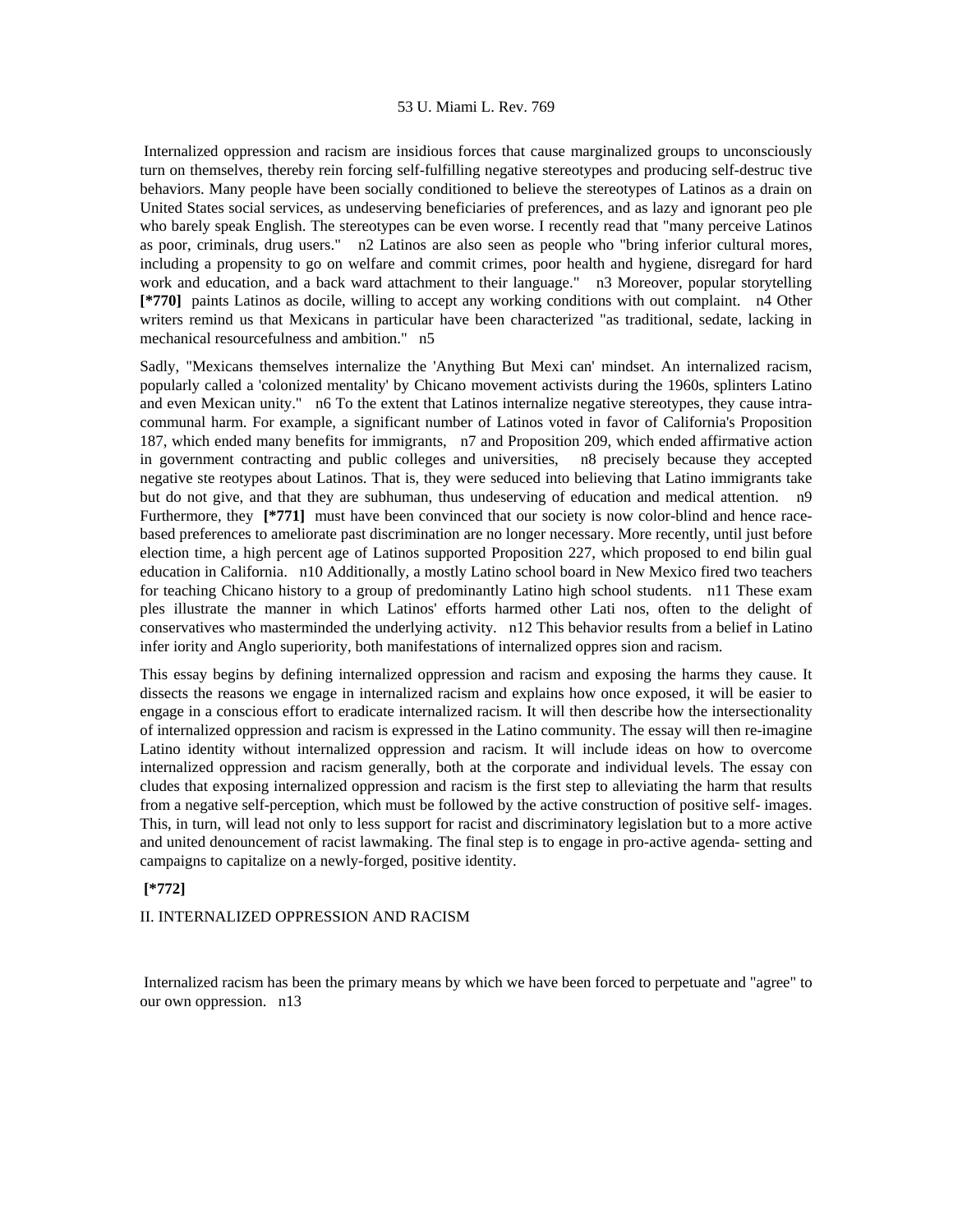Internalized oppression and racism are insidious forces that cause marginalized groups to unconsciously turn on themselves, thereby rein forcing self-fulfilling negative stereotypes and producing self-destruc tive behaviors. Many people have been socially conditioned to believe the stereotypes of Latinos as a drain on United States social services, as undeserving beneficiaries of preferences, and as lazy and ignorant peo ple who barely speak English. The stereotypes can be even worse. I recently read that "many perceive Latinos as poor, criminals, drug users." n2 Latinos are also seen as people who "bring inferior cultural mores, including a propensity to go on welfare and commit crimes, poor health and hygiene, disregard for hard work and education, and a back ward attachment to their language." n3 Moreover, popular storytelling **[*770]** paints Latinos as docile, willing to accept any working conditions with out complaint. n4 Other writers remind us that Mexicans in particular have been characterized "as traditional, sedate, lacking in mechanical resourcefulness and ambition." n5

Sadly, "Mexicans themselves internalize the 'Anything But Mexi can' mindset. An internalized racism, popularly called a 'colonized mentality' by Chicano movement activists during the 1960s, splinters Latino and even Mexican unity." n6 To the extent that Latinos internalize negative stereotypes, they cause intra-communal harm. For example, a significant number of Latinos voted in favor of California's Proposition 187, which ended many benefits for immigrants, n7 and Proposition 209, which ended affirmative action in government contracting and public colleges and universities, n8 precisely because they accepted negative ste reotypes about Latinos. That is, they were seduced into believing that Latino immigrants take but do not give, and that they are subhuman, thus undeserving of education and medical attention. n9 Furthermore, they **[*771]** must have been convinced that our society is now color-blind and hence race-based preferences to ameliorate past discrimination are no longer necessary. More recently, until just before election time, a high percent age of Latinos supported Proposition 227, which proposed to end bilin gual education in California. n10 Additionally, a mostly Latino school board in New Mexico fired two teachers for teaching Chicano history to a group of predominantly Latino high school students. n11 These exam ples illustrate the manner in which Latinos' efforts harmed other Lati nos, often to the delight of conservatives who masterminded the underlying activity. n12 This behavior results from a belief in Latino infer iority and Anglo superiority, both manifestations of internalized oppres sion and racism.

This essay begins by defining internalized oppression and racism and exposing the harms they cause. It dissects the reasons we engage in internalized racism and explains how once exposed, it will be easier to engage in a conscious effort to eradicate internalized racism. It will then describe how the intersectionality of internalized oppression and racism is expressed in the Latino community. The essay will then re-imagine Latino identity without internalized oppression and racism. It will include ideas on how to overcome internalized oppression and racism generally, both at the corporate and individual levels. The essay con cludes that exposing internalized oppression and racism is the first step to alleviating the harm that results from a negative self-perception, which must be followed by the active construction of positive self- images. This, in turn, will lead not only to less support for racist and discriminatory legislation but to a more active and united denouncement of racist lawmaking. The final step is to engage in pro-active agenda- setting and campaigns to capitalize on a newly-forged, positive identity.

**[*772]**

## II. INTERNALIZED OPPRESSION AND RACISM

Internalized racism has been the primary means by which we have been forced to perpetuate and "agree" to our own oppression. n13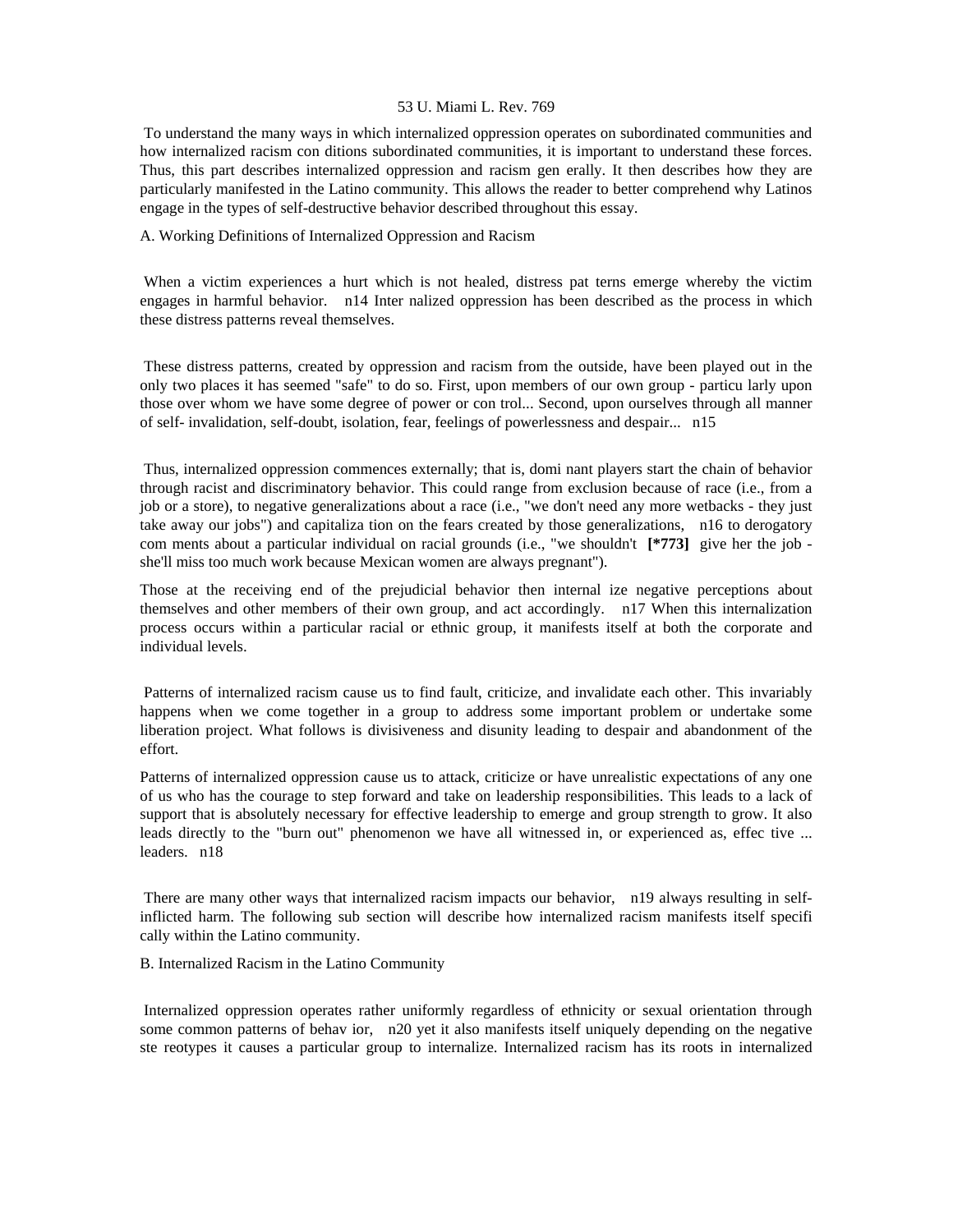To understand the many ways in which internalized oppression operates on subordinated communities and how internalized racism con ditions subordinated communities, it is important to understand these forces. Thus, this part describes internalized oppression and racism gen erally. It then describes how they are particularly manifested in the Latino community. This allows the reader to better comprehend why Latinos engage in the types of self-destructive behavior described throughout this essay.

A. Working Definitions of Internalized Oppression and Racism

When a victim experiences a hurt which is not healed, distress pat terns emerge whereby the victim engages in harmful behavior. n14 Inter nalized oppression has been described as the process in which these distress patterns reveal themselves.

These distress patterns, created by oppression and racism from the outside, have been played out in the only two places it has seemed "safe" to do so. First, upon members of our own group - particu larly upon those over whom we have some degree of power or con trol... Second, upon ourselves through all manner of self- invalidation, self-doubt, isolation, fear, feelings of powerlessness and despair... n15

Thus, internalized oppression commences externally; that is, domi nant players start the chain of behavior through racist and discriminatory behavior. This could range from exclusion because of race (i.e., from a job or a store), to negative generalizations about a race (i.e., "we don't need any more wetbacks - they just take away our jobs") and capitaliza tion on the fears created by those generalizations, n16 to derogatory com ments about a particular individual on racial grounds (i.e., "we shouldn't **[*773]** give her the job - she'll miss too much work because Mexican women are always pregnant").

Those at the receiving end of the prejudicial behavior then internal ize negative perceptions about themselves and other members of their own group, and act accordingly. n17 When this internalization process occurs within a particular racial or ethnic group, it manifests itself at both the corporate and individual levels.

Patterns of internalized racism cause us to find fault, criticize, and invalidate each other. This invariably happens when we come together in a group to address some important problem or undertake some liberation project. What follows is divisiveness and disunity leading to despair and abandonment of the effort.

Patterns of internalized oppression cause us to attack, criticize or have unrealistic expectations of any one of us who has the courage to step forward and take on leadership responsibilities. This leads to a lack of support that is absolutely necessary for effective leadership to emerge and group strength to grow. It also leads directly to the "burn out" phenomenon we have all witnessed in, or experienced as, effec tive ... leaders. n18

There are many other ways that internalized racism impacts our behavior, n19 always resulting in self-inflicted harm. The following sub section will describe how internalized racism manifests itself specifi cally within the Latino community.

B. Internalized Racism in the Latino Community

Internalized oppression operates rather uniformly regardless of ethnicity or sexual orientation through some common patterns of behav ior, n20 yet it also manifests itself uniquely depending on the negative ste reotypes it causes a particular group to internalize. Internalized racism has its roots in internalized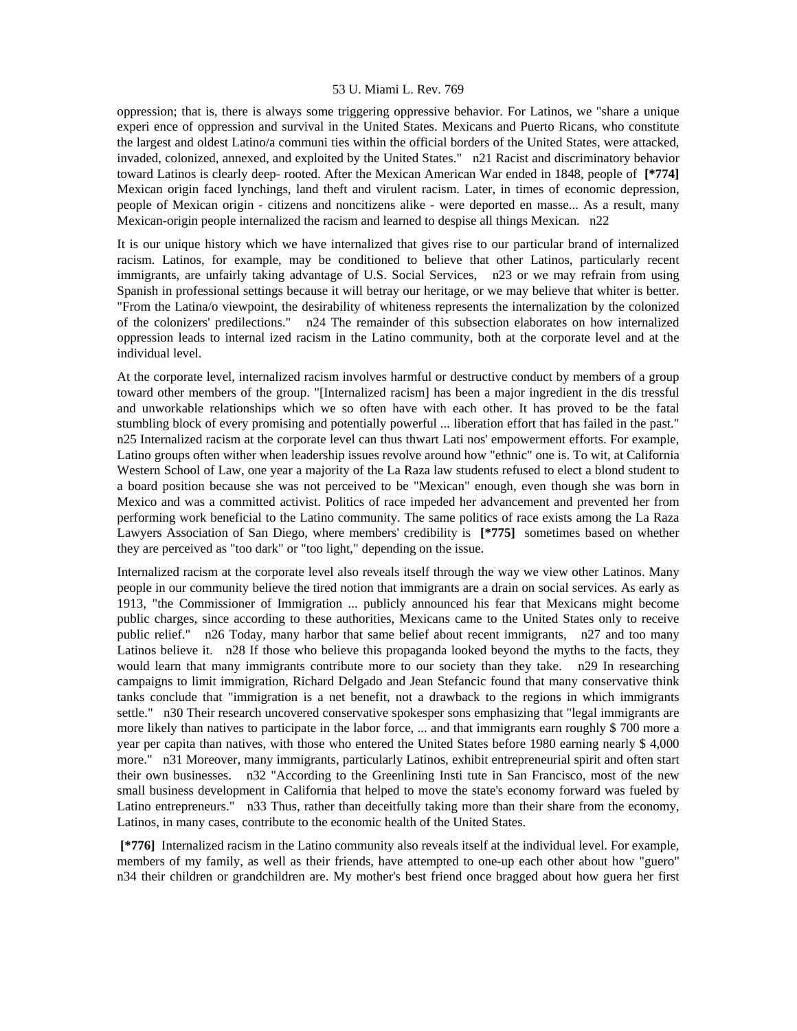oppression; that is, there is always some triggering oppressive behavior. For Latinos, we "share a unique experi ence of oppression and survival in the United States. Mexicans and Puerto Ricans, who constitute the largest and oldest Latino/a communi ties within the official borders of the United States, were attacked, invaded, colonized, annexed, and exploited by the United States." n21 Racist and discriminatory behavior toward Latinos is clearly deep- rooted. After the Mexican American War ended in 1848, people of **[*774]** Mexican origin faced lynchings, land theft and virulent racism. Later, in times of economic depression, people of Mexican origin - citizens and noncitizens alike - were deported en masse... As a result, many Mexican-origin people internalized the racism and learned to despise all things Mexican. n22

It is our unique history which we have internalized that gives rise to our particular brand of internalized racism. Latinos, for example, may be conditioned to believe that other Latinos, particularly recent immigrants, are unfairly taking advantage of U.S. Social Services, n23 or we may refrain from using Spanish in professional settings because it will betray our heritage, or we may believe that whiter is better. "From the Latina/o viewpoint, the desirability of whiteness represents the internalization by the colonized of the colonizers' predilections." n24 The remainder of this subsection elaborates on how internalized oppression leads to internal ized racism in the Latino community, both at the corporate level and at the individual level.

At the corporate level, internalized racism involves harmful or destructive conduct by members of a group toward other members of the group. "[Internalized racism] has been a major ingredient in the dis tressful and unworkable relationships which we so often have with each other. It has proved to be the fatal stumbling block of every promising and potentially powerful ... liberation effort that has failed in the past." n25 Internalized racism at the corporate level can thus thwart Lati nos' empowerment efforts. For example, Latino groups often wither when leadership issues revolve around how "ethnic" one is. To wit, at California Western School of Law, one year a majority of the La Raza law students refused to elect a blond student to a board position because she was not perceived to be "Mexican" enough, even though she was born in Mexico and was a committed activist. Politics of race impeded her advancement and prevented her from performing work beneficial to the Latino community. The same politics of race exists among the La Raza Lawyers Association of San Diego, where members' credibility is **[*775]** sometimes based on whether they are perceived as "too dark" or "too light," depending on the issue.

Internalized racism at the corporate level also reveals itself through the way we view other Latinos. Many people in our community believe the tired notion that immigrants are a drain on social services. As early as 1913, "the Commissioner of Immigration ... publicly announced his fear that Mexicans might become public charges, since according to these authorities, Mexicans came to the United States only to receive public relief." n26 Today, many harbor that same belief about recent immigrants, n27 and too many Latinos believe it. n28 If those who believe this propaganda looked beyond the myths to the facts, they would learn that many immigrants contribute more to our society than they take. n29 In researching campaigns to limit immigration, Richard Delgado and Jean Stefancic found that many conservative think tanks conclude that "immigration is a net benefit, not a drawback to the regions in which immigrants settle." n30 Their research uncovered conservative spokesper sons emphasizing that "legal immigrants are more likely than natives to participate in the labor force, ... and that immigrants earn roughly $ 700 more a year per capita than natives, with those who entered the United States before 1980 earning nearly $ 4,000 more." n31 Moreover, many immigrants, particularly Latinos, exhibit entrepreneurial spirit and often start their own businesses. n32 "According to the Greenlining Insti tute in San Francisco, most of the new small business development in California that helped to move the state's economy forward was fueled by Latino entrepreneurs." n33 Thus, rather than deceitfully taking more than their share from the economy, Latinos, in many cases, contribute to the economic health of the United States.

**[*776]** Internalized racism in the Latino community also reveals itself at the individual level. For example, members of my family, as well as their friends, have attempted to one-up each other about how "guero" n34 their children or grandchildren are. My mother's best friend once bragged about how guera her first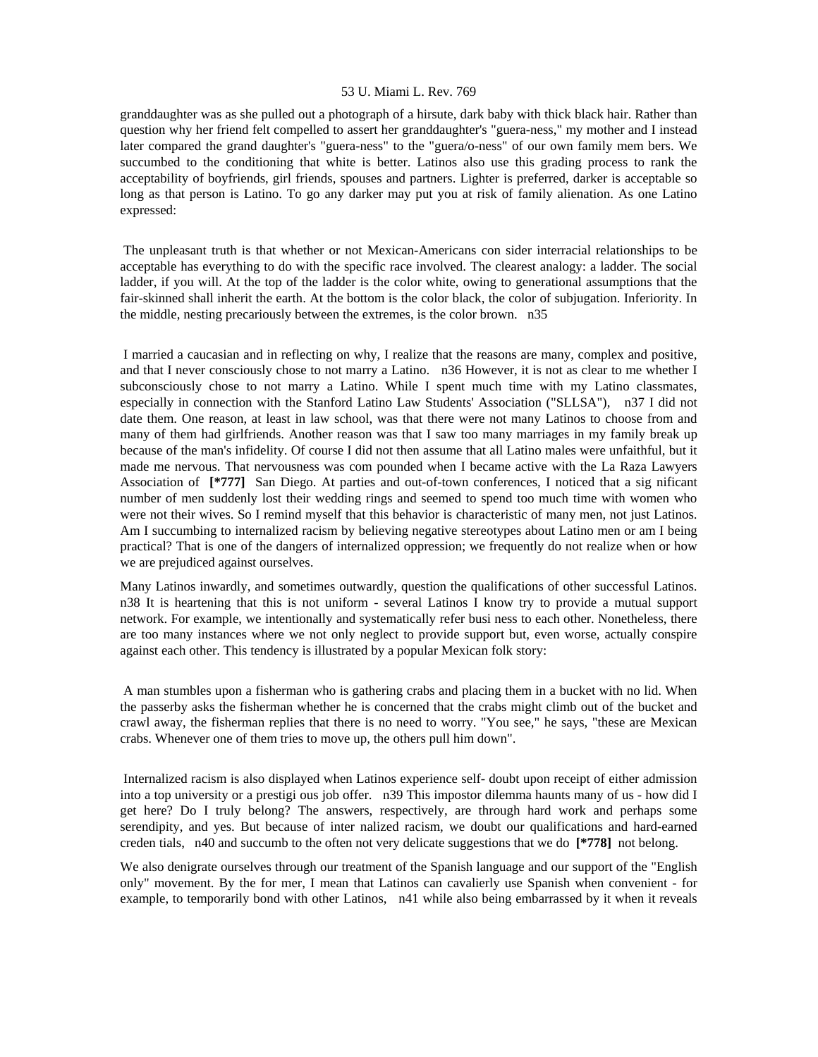granddaughter was as she pulled out a photograph of a hirsute, dark baby with thick black hair. Rather than question why her friend felt compelled to assert her granddaughter's "guera-ness," my mother and I instead later compared the grand daughter's "guera-ness" to the "guera/o-ness" of our own family mem bers. We succumbed to the conditioning that white is better. Latinos also use this grading process to rank the acceptability of boyfriends, girl friends, spouses and partners. Lighter is preferred, darker is acceptable so long as that person is Latino. To go any darker may put you at risk of family alienation. As one Latino expressed:

> The unpleasant truth is that whether or not Mexican-Americans con sider interracial relationships to be acceptable has everything to do with the specific race involved. The clearest analogy: a ladder. The social ladder, if you will. At the top of the ladder is the color white, owing to generational assumptions that the fair-skinned shall inherit the earth. At the bottom is the color black, the color of subjugation. Inferiority. In the middle, nesting precariously between the extremes, is the color brown. n35

I married a caucasian and in reflecting on why, I realize that the reasons are many, complex and positive, and that I never consciously chose to not marry a Latino. n36 However, it is not as clear to me whether I subconsciously chose to not marry a Latino. While I spent much time with my Latino classmates, especially in connection with the Stanford Latino Law Students' Association ("SLLSA"), n37 I did not date them. One reason, at least in law school, was that there were not many Latinos to choose from and many of them had girlfriends. Another reason was that I saw too many marriages in my family break up because of the man's infidelity. Of course I did not then assume that all Latino males were unfaithful, but it made me nervous. That nervousness was com pounded when I became active with the La Raza Lawyers Association of **[*777]** San Diego. At parties and out-of-town conferences, I noticed that a sig nificant number of men suddenly lost their wedding rings and seemed to spend too much time with women who were not their wives. So I remind myself that this behavior is characteristic of many men, not just Latinos. Am I succumbing to internalized racism by believing negative stereotypes about Latino men or am I being practical? That is one of the dangers of internalized oppression; we frequently do not realize when or how we are prejudiced against ourselves.

Many Latinos inwardly, and sometimes outwardly, question the qualifications of other successful Latinos. n38 It is heartening that this is not uniform - several Latinos I know try to provide a mutual support network. For example, we intentionally and systematically refer busi ness to each other. Nonetheless, there are too many instances where we not only neglect to provide support but, even worse, actually conspire against each other. This tendency is illustrated by a popular Mexican folk story:

> A man stumbles upon a fisherman who is gathering crabs and placing them in a bucket with no lid. When the passerby asks the fisherman whether he is concerned that the crabs might climb out of the bucket and crawl away, the fisherman replies that there is no need to worry. "You see," he says, "these are Mexican crabs. Whenever one of them tries to move up, the others pull him down".

Internalized racism is also displayed when Latinos experience self- doubt upon receipt of either admission into a top university or a prestigi ous job offer. n39 This impostor dilemma haunts many of us - how did I get here? Do I truly belong? The answers, respectively, are through hard work and perhaps some serendipity, and yes. But because of inter nalized racism, we doubt our qualifications and hard-earned creden tials, n40 and succumb to the often not very delicate suggestions that we do **[*778]** not belong.

We also denigrate ourselves through our treatment of the Spanish language and our support of the "English only" movement. By the for mer, I mean that Latinos can cavalierly use Spanish when convenient - for example, to temporarily bond with other Latinos, n41 while also being embarrassed by it when it reveals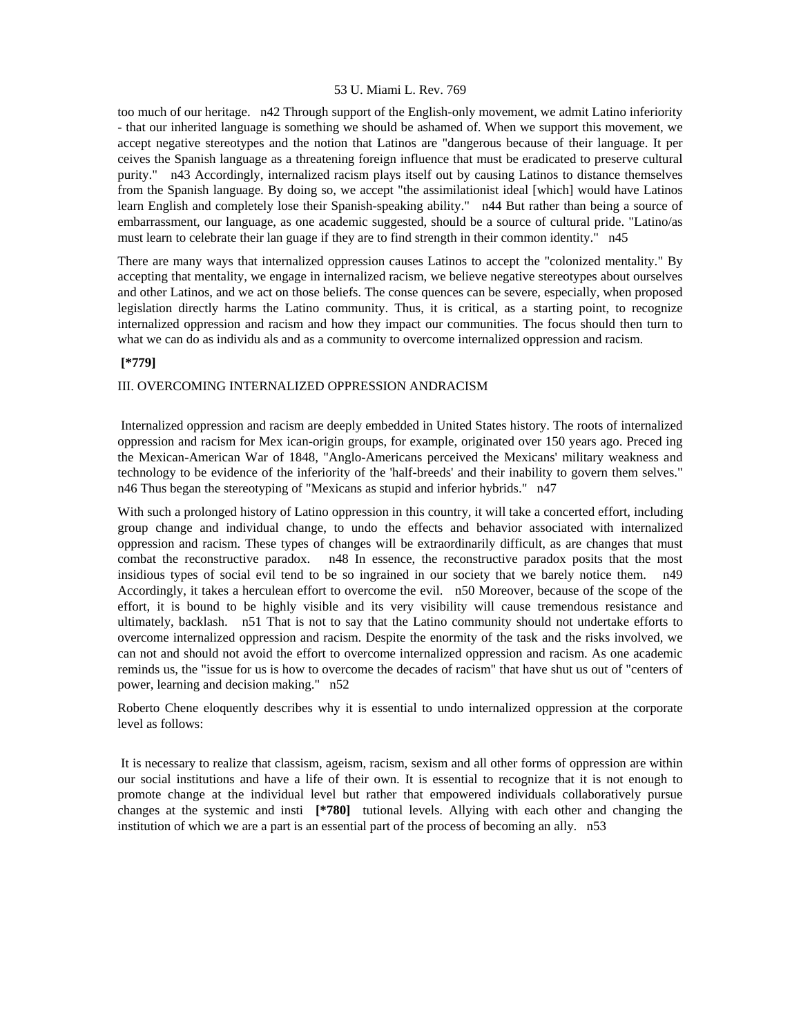too much of our heritage. n42 Through support of the English-only movement, we admit Latino inferiority - that our inherited language is something we should be ashamed of. When we support this movement, we accept negative stereotypes and the notion that Latinos are "dangerous because of their language. It per ceives the Spanish language as a threatening foreign influence that must be eradicated to preserve cultural purity." n43 Accordingly, internalized racism plays itself out by causing Latinos to distance themselves from the Spanish language. By doing so, we accept "the assimilationist ideal [which] would have Latinos learn English and completely lose their Spanish-speaking ability." n44 But rather than being a source of embarrassment, our language, as one academic suggested, should be a source of cultural pride. "Latino/as must learn to celebrate their lan guage if they are to find strength in their common identity." n45

There are many ways that internalized oppression causes Latinos to accept the "colonized mentality." By accepting that mentality, we engage in internalized racism, we believe negative stereotypes about ourselves and other Latinos, and we act on those beliefs. The conse quences can be severe, especially, when proposed legislation directly harms the Latino community. Thus, it is critical, as a starting point, to recognize internalized oppression and racism and how they impact our communities. The focus should then turn to what we can do as individu als and as a community to overcome internalized oppression and racism.

**[*779]**

III. OVERCOMING INTERNALIZED OPPRESSION ANDRACISM

Internalized oppression and racism are deeply embedded in United States history. The roots of internalized oppression and racism for Mex ican-origin groups, for example, originated over 150 years ago. Preced ing the Mexican-American War of 1848, "Anglo-Americans perceived the Mexicans' military weakness and technology to be evidence of the inferiority of the 'half-breeds' and their inability to govern them selves." n46 Thus began the stereotyping of "Mexicans as stupid and inferior hybrids." n47

With such a prolonged history of Latino oppression in this country, it will take a concerted effort, including group change and individual change, to undo the effects and behavior associated with internalized oppression and racism. These types of changes will be extraordinarily difficult, as are changes that must combat the reconstructive paradox. n48 In essence, the reconstructive paradox posits that the most insidious types of social evil tend to be so ingrained in our society that we barely notice them. n49 Accordingly, it takes a herculean effort to overcome the evil. n50 Moreover, because of the scope of the effort, it is bound to be highly visible and its very visibility will cause tremendous resistance and ultimately, backlash. n51 That is not to say that the Latino community should not undertake efforts to overcome internalized oppression and racism. Despite the enormity of the task and the risks involved, we can not and should not avoid the effort to overcome internalized oppression and racism. As one academic reminds us, the "issue for us is how to overcome the decades of racism" that have shut us out of "centers of power, learning and decision making." n52

Roberto Chene eloquently describes why it is essential to undo internalized oppression at the corporate level as follows:

It is necessary to realize that classism, ageism, racism, sexism and all other forms of oppression are within our social institutions and have a life of their own. It is essential to recognize that it is not enough to promote change at the individual level but rather that empowered individuals collaboratively pursue changes at the systemic and insti **[*780]** tutional levels. Allying with each other and changing the institution of which we are a part is an essential part of the process of becoming an ally. n53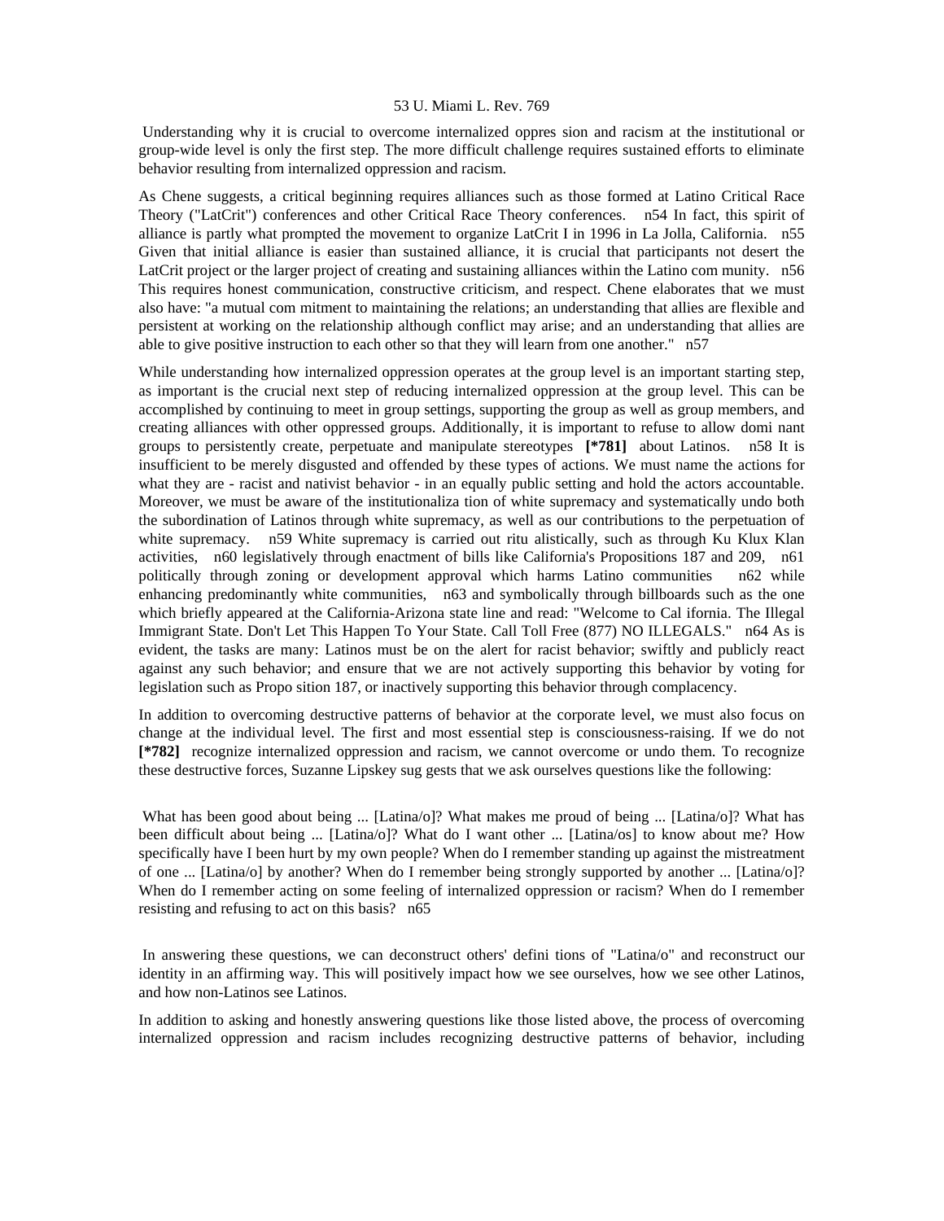Understanding why it is crucial to overcome internalized oppres sion and racism at the institutional or group-wide level is only the first step. The more difficult challenge requires sustained efforts to eliminate behavior resulting from internalized oppression and racism.

As Chene suggests, a critical beginning requires alliances such as those formed at Latino Critical Race Theory ("LatCrit") conferences and other Critical Race Theory conferences. n54 In fact, this spirit of alliance is partly what prompted the movement to organize LatCrit I in 1996 in La Jolla, California. n55 Given that initial alliance is easier than sustained alliance, it is crucial that participants not desert the LatCrit project or the larger project of creating and sustaining alliances within the Latino com munity. n56 This requires honest communication, constructive criticism, and respect. Chene elaborates that we must also have: "a mutual com mitment to maintaining the relations; an understanding that allies are flexible and persistent at working on the relationship although conflict may arise; and an understanding that allies are able to give positive instruction to each other so that they will learn from one another." n57

While understanding how internalized oppression operates at the group level is an important starting step, as important is the crucial next step of reducing internalized oppression at the group level. This can be accomplished by continuing to meet in group settings, supporting the group as well as group members, and creating alliances with other oppressed groups. Additionally, it is important to refuse to allow domi nant groups to persistently create, perpetuate and manipulate stereotypes **[*781]** about Latinos. n58 It is insufficient to be merely disgusted and offended by these types of actions. We must name the actions for what they are - racist and nativist behavior - in an equally public setting and hold the actors accountable. Moreover, we must be aware of the institutionaliza tion of white supremacy and systematically undo both the subordination of Latinos through white supremacy, as well as our contributions to the perpetuation of white supremacy. n59 White supremacy is carried out ritu alistically, such as through Ku Klux Klan activities, n60 legislatively through enactment of bills like California's Propositions 187 and 209, n61 politically through zoning or development approval which harms Latino communities n62 while enhancing predominantly white communities, n63 and symbolically through billboards such as the one which briefly appeared at the California-Arizona state line and read: "Welcome to Cal ifornia. The Illegal Immigrant State. Don't Let This Happen To Your State. Call Toll Free (877) NO ILLEGALS." n64 As is evident, the tasks are many: Latinos must be on the alert for racist behavior; swiftly and publicly react against any such behavior; and ensure that we are not actively supporting this behavior by voting for legislation such as Propo sition 187, or inactively supporting this behavior through complacency.

In addition to overcoming destructive patterns of behavior at the corporate level, we must also focus on change at the individual level. The first and most essential step is consciousness-raising. If we do not **[*782]** recognize internalized oppression and racism, we cannot overcome or undo them. To recognize these destructive forces, Suzanne Lipskey sug gests that we ask ourselves questions like the following:

> What has been good about being ... [Latina/o]? What makes me proud of being ... [Latina/o]? What has been difficult about being ... [Latina/o]? What do I want other ... [Latina/os] to know about me? How specifically have I been hurt by my own people? When do I remember standing up against the mistreatment of one ... [Latina/o] by another? When do I remember being strongly supported by another ... [Latina/o]? When do I remember acting on some feeling of internalized oppression or racism? When do I remember resisting and refusing to act on this basis? n65

In answering these questions, we can deconstruct others' defini tions of "Latina/o" and reconstruct our identity in an affirming way. This will positively impact how we see ourselves, how we see other Latinos, and how non-Latinos see Latinos.

In addition to asking and honestly answering questions like those listed above, the process of overcoming internalized oppression and racism includes recognizing destructive patterns of behavior, including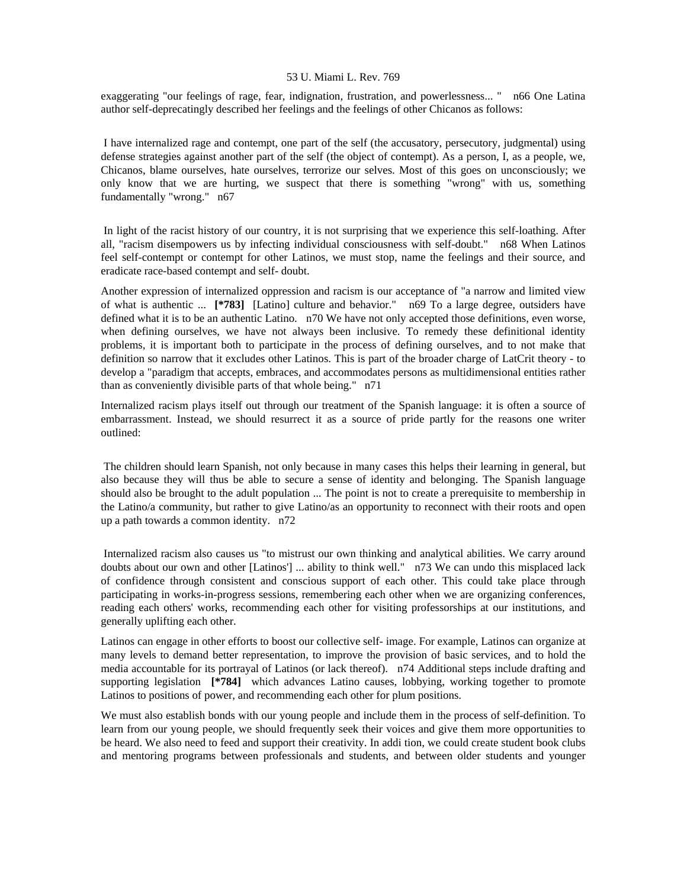exaggerating "our feelings of rage, fear, indignation, frustration, and powerlessness... " n66 One Latina author self-deprecatingly described her feelings and the feelings of other Chicanos as follows:

> I have internalized rage and contempt, one part of the self (the accusatory, persecutory, judgmental) using defense strategies against another part of the self (the object of contempt). As a person, I, as a people, we, Chicanos, blame ourselves, hate ourselves, terrorize our selves. Most of this goes on unconsciously; we only know that we are hurting, we suspect that there is something "wrong" with us, something fundamentally "wrong." n67

In light of the racist history of our country, it is not surprising that we experience this self-loathing. After all, "racism disempowers us by infecting individual consciousness with self-doubt." n68 When Latinos feel self-contempt or contempt for other Latinos, we must stop, name the feelings and their source, and eradicate race-based contempt and self- doubt.

Another expression of internalized oppression and racism is our acceptance of "a narrow and limited view of what is authentic ... **[*783]** [Latino] culture and behavior." n69 To a large degree, outsiders have defined what it is to be an authentic Latino. n70 We have not only accepted those definitions, even worse, when defining ourselves, we have not always been inclusive. To remedy these definitional identity problems, it is important both to participate in the process of defining ourselves, and to not make that definition so narrow that it excludes other Latinos. This is part of the broader charge of LatCrit theory - to develop a "paradigm that accepts, embraces, and accommodates persons as multidimensional entities rather than as conveniently divisible parts of that whole being." n71

Internalized racism plays itself out through our treatment of the Spanish language: it is often a source of embarrassment. Instead, we should resurrect it as a source of pride partly for the reasons one writer outlined:

> The children should learn Spanish, not only because in many cases this helps their learning in general, but also because they will thus be able to secure a sense of identity and belonging. The Spanish language should also be brought to the adult population ... The point is not to create a prerequisite to membership in the Latino/a community, but rather to give Latino/as an opportunity to reconnect with their roots and open up a path towards a common identity. n72

Internalized racism also causes us "to mistrust our own thinking and analytical abilities. We carry around doubts about our own and other [Latinos'] ... ability to think well." n73 We can undo this misplaced lack of confidence through consistent and conscious support of each other. This could take place through participating in works-in-progress sessions, remembering each other when we are organizing conferences, reading each others' works, recommending each other for visiting professorships at our institutions, and generally uplifting each other.

Latinos can engage in other efforts to boost our collective self- image. For example, Latinos can organize at many levels to demand better representation, to improve the provision of basic services, and to hold the media accountable for its portrayal of Latinos (or lack thereof). n74 Additional steps include drafting and supporting legislation **[*784]** which advances Latino causes, lobbying, working together to promote Latinos to positions of power, and recommending each other for plum positions.

We must also establish bonds with our young people and include them in the process of self-definition. To learn from our young people, we should frequently seek their voices and give them more opportunities to be heard. We also need to feed and support their creativity. In addi tion, we could create student book clubs and mentoring programs between professionals and students, and between older students and younger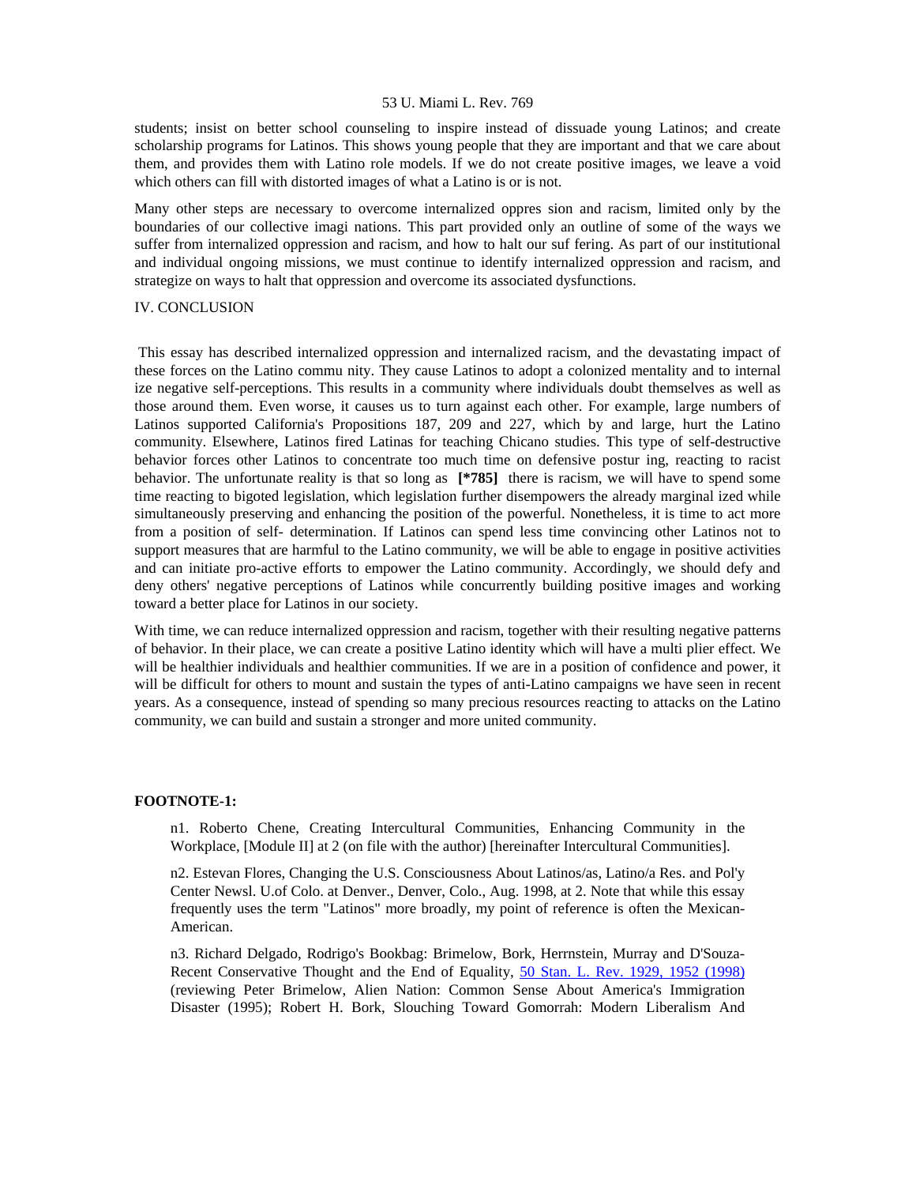students; insist on better school counseling to inspire instead of dissuade young Latinos; and create scholarship programs for Latinos. This shows young people that they are important and that we care about them, and provides them with Latino role models. If we do not create positive images, we leave a void which others can fill with distorted images of what a Latino is or is not.

Many other steps are necessary to overcome internalized oppres sion and racism, limited only by the boundaries of our collective imagi nations. This part provided only an outline of some of the ways we suffer from internalized oppression and racism, and how to halt our suf fering. As part of our institutional and individual ongoing missions, we must continue to identify internalized oppression and racism, and strategize on ways to halt that oppression and overcome its associated dysfunctions.

IV. CONCLUSION

This essay has described internalized oppression and internalized racism, and the devastating impact of these forces on the Latino commu nity. They cause Latinos to adopt a colonized mentality and to internal ize negative self-perceptions. This results in a community where individuals doubt themselves as well as those around them. Even worse, it causes us to turn against each other. For example, large numbers of Latinos supported California's Propositions 187, 209 and 227, which by and large, hurt the Latino community. Elsewhere, Latinos fired Latinas for teaching Chicano studies. This type of self-destructive behavior forces other Latinos to concentrate too much time on defensive postur ing, reacting to racist behavior. The unfortunate reality is that so long as **[*785]** there is racism, we will have to spend some time reacting to bigoted legislation, which legislation further disempowers the already marginal ized while simultaneously preserving and enhancing the position of the powerful. Nonetheless, it is time to act more from a position of self- determination. If Latinos can spend less time convincing other Latinos not to support measures that are harmful to the Latino community, we will be able to engage in positive activities and can initiate pro-active efforts to empower the Latino community. Accordingly, we should defy and deny others' negative perceptions of Latinos while concurrently building positive images and working toward a better place for Latinos in our society.

With time, we can reduce internalized oppression and racism, together with their resulting negative patterns of behavior. In their place, we can create a positive Latino identity which will have a multi plier effect. We will be healthier individuals and healthier communities. If we are in a position of confidence and power, it will be difficult for others to mount and sustain the types of anti-Latino campaigns we have seen in recent years. As a consequence, instead of spending so many precious resources reacting to attacks on the Latino community, we can build and sustain a stronger and more united community.

**FOOTNOTE-1:**

n1. Roberto Chene, Creating Intercultural Communities, Enhancing Community in the Workplace, [Module II] at 2 (on file with the author) [hereinafter Intercultural Communities].

n2. Estevan Flores, Changing the U.S. Consciousness About Latinos/as, Latino/a Res. and Pol'y Center Newsl. U.of Colo. at Denver., Denver, Colo., Aug. 1998, at 2. Note that while this essay frequently uses the term "Latinos" more broadly, my point of reference is often the Mexican-American.

n3. Richard Delgado, Rodrigo's Bookbag: Brimelow, Bork, Herrnstein, Murray and D'Souza-Recent Conservative Thought and the End of Equality, 50 Stan. L. Rev. 1929, 1952 (1998) (reviewing Peter Brimelow, Alien Nation: Common Sense About America's Immigration Disaster (1995); Robert H. Bork, Slouching Toward Gomorrah: Modern Liberalism And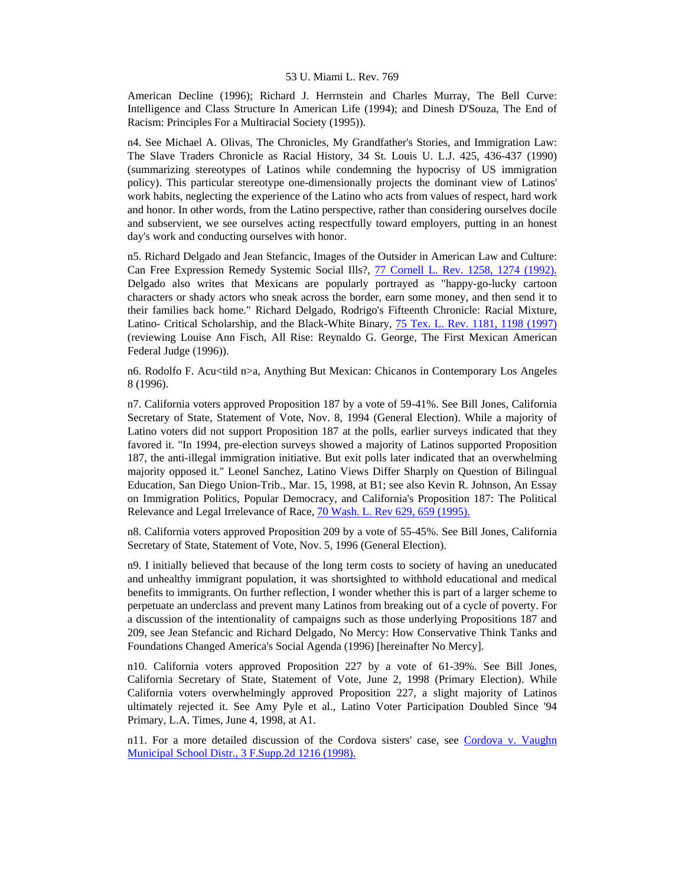American Decline (1996); Richard J. Herrnstein and Charles Murray, The Bell Curve: Intelligence and Class Structure In American Life (1994); and Dinesh D'Souza, The End of Racism: Principles For a Multiracial Society (1995)).

n4. See Michael A. Olivas, The Chronicles, My Grandfather's Stories, and Immigration Law: The Slave Traders Chronicle as Racial History, 34 St. Louis U. L.J. 425, 436-437 (1990) (summarizing stereotypes of Latinos while condemning the hypocrisy of US immigration policy). This particular stereotype one-dimensionally projects the dominant view of Latinos' work habits, neglecting the experience of the Latino who acts from values of respect, hard work and honor. In other words, from the Latino perspective, rather than considering ourselves docile and subservient, we see ourselves acting respectfully toward employers, putting in an honest day's work and conducting ourselves with honor.

n5. Richard Delgado and Jean Stefancic, Images of the Outsider in American Law and Culture: Can Free Expression Remedy Systemic Social Ills?, 77 Cornell L. Rev. 1258, 1274 (1992). Delgado also writes that Mexicans are popularly portrayed as "happy-go-lucky cartoon characters or shady actors who sneak across the border, earn some money, and then send it to their families back home." Richard Delgado, Rodrigo's Fifteenth Chronicle: Racial Mixture, Latino- Critical Scholarship, and the Black-White Binary, 75 Tex. L. Rev. 1181, 1198 (1997) (reviewing Louise Ann Fisch, All Rise: Reynaldo G. George, The First Mexican American Federal Judge (1996)).

n6. Rodolfo F. Acu<tild n>a, Anything But Mexican: Chicanos in Contemporary Los Angeles 8 (1996).

n7. California voters approved Proposition 187 by a vote of 59-41%. See Bill Jones, California Secretary of State, Statement of Vote, Nov. 8, 1994 (General Election). While a majority of Latino voters did not support Proposition 187 at the polls, earlier surveys indicated that they favored it. "In 1994, pre-election surveys showed a majority of Latinos supported Proposition 187, the anti-illegal immigration initiative. But exit polls later indicated that an overwhelming majority opposed it." Leonel Sanchez, Latino Views Differ Sharply on Question of Bilingual Education, San Diego Union-Trib., Mar. 15, 1998, at B1; see also Kevin R. Johnson, An Essay on Immigration Politics, Popular Democracy, and California's Proposition 187: The Political Relevance and Legal Irrelevance of Race, 70 Wash. L. Rev 629, 659 (1995).

n8. California voters approved Proposition 209 by a vote of 55-45%. See Bill Jones, California Secretary of State, Statement of Vote, Nov. 5, 1996 (General Election).

n9. I initially believed that because of the long term costs to society of having an uneducated and unhealthy immigrant population, it was shortsighted to withhold educational and medical benefits to immigrants. On further reflection, I wonder whether this is part of a larger scheme to perpetuate an underclass and prevent many Latinos from breaking out of a cycle of poverty. For a discussion of the intentionality of campaigns such as those underlying Propositions 187 and 209, see Jean Stefancic and Richard Delgado, No Mercy: How Conservative Think Tanks and Foundations Changed America's Social Agenda (1996) [hereinafter No Mercy].

n10. California voters approved Proposition 227 by a vote of 61-39%. See Bill Jones, California Secretary of State, Statement of Vote, June 2, 1998 (Primary Election). While California voters overwhelmingly approved Proposition 227, a slight majority of Latinos ultimately rejected it. See Amy Pyle et al., Latino Voter Participation Doubled Since '94 Primary, L.A. Times, June 4, 1998, at A1.

n11. For a more detailed discussion of the Cordova sisters' case, see Cordova v. Vaughn Municipal School Distr., 3 F.Supp.2d 1216 (1998).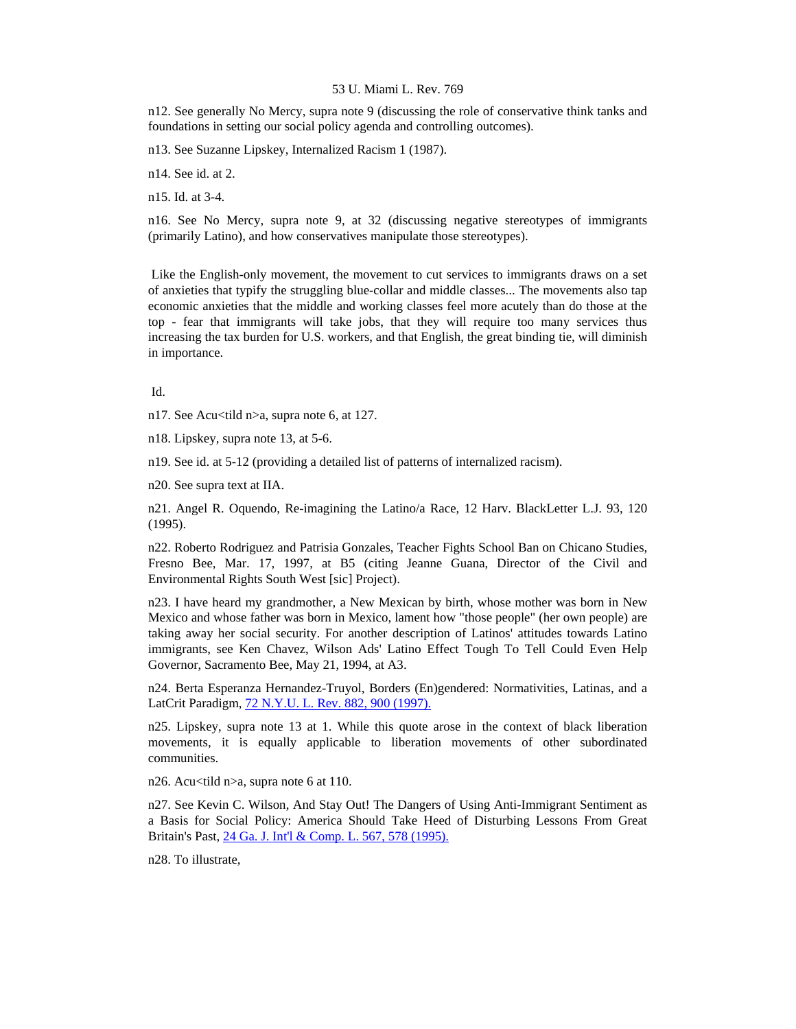n12. See generally No Mercy, supra note 9 (discussing the role of conservative think tanks and foundations in setting our social policy agenda and controlling outcomes).

n13. See Suzanne Lipskey, Internalized Racism 1 (1987).

n14. See id. at 2.

n15. Id. at 3-4.

n16. See No Mercy, supra note 9, at 32 (discussing negative stereotypes of immigrants (primarily Latino), and how conservatives manipulate those stereotypes).

> Like the English-only movement, the movement to cut services to immigrants draws on a set of anxieties that typify the struggling blue-collar and middle classes... The movements also tap economic anxieties that the middle and working classes feel more acutely than do those at the top - fear that immigrants will take jobs, that they will require too many services thus increasing the tax burden for U.S. workers, and that English, the great binding tie, will diminish in importance.

Id.

n17. See Acu<tild n>a, supra note 6, at 127.

n18. Lipskey, supra note 13, at 5-6.

n19. See id. at 5-12 (providing a detailed list of patterns of internalized racism).

n20. See supra text at IIA.

n21. Angel R. Oquendo, Re-imagining the Latino/a Race, 12 Harv. BlackLetter L.J. 93, 120 (1995).

n22. Roberto Rodriguez and Patrisia Gonzales, Teacher Fights School Ban on Chicano Studies, Fresno Bee, Mar. 17, 1997, at B5 (citing Jeanne Guana, Director of the Civil and Environmental Rights South West [sic] Project).

n23. I have heard my grandmother, a New Mexican by birth, whose mother was born in New Mexico and whose father was born in Mexico, lament how "those people" (her own people) are taking away her social security. For another description of Latinos' attitudes towards Latino immigrants, see Ken Chavez, Wilson Ads' Latino Effect Tough To Tell Could Even Help Governor, Sacramento Bee, May 21, 1994, at A3.

n24. Berta Esperanza Hernandez-Truyol, Borders (En)gendered: Normativities, Latinas, and a LatCrit Paradigm, 72 N.Y.U. L. Rev. 882, 900 (1997).

n25. Lipskey, supra note 13 at 1. While this quote arose in the context of black liberation movements, it is equally applicable to liberation movements of other subordinated communities.

n26. Acu<tild n>a, supra note 6 at 110.

n27. See Kevin C. Wilson, And Stay Out! The Dangers of Using Anti-Immigrant Sentiment as a Basis for Social Policy: America Should Take Heed of Disturbing Lessons From Great Britain's Past, 24 Ga. J. Int'l & Comp. L. 567, 578 (1995).

n28. To illustrate,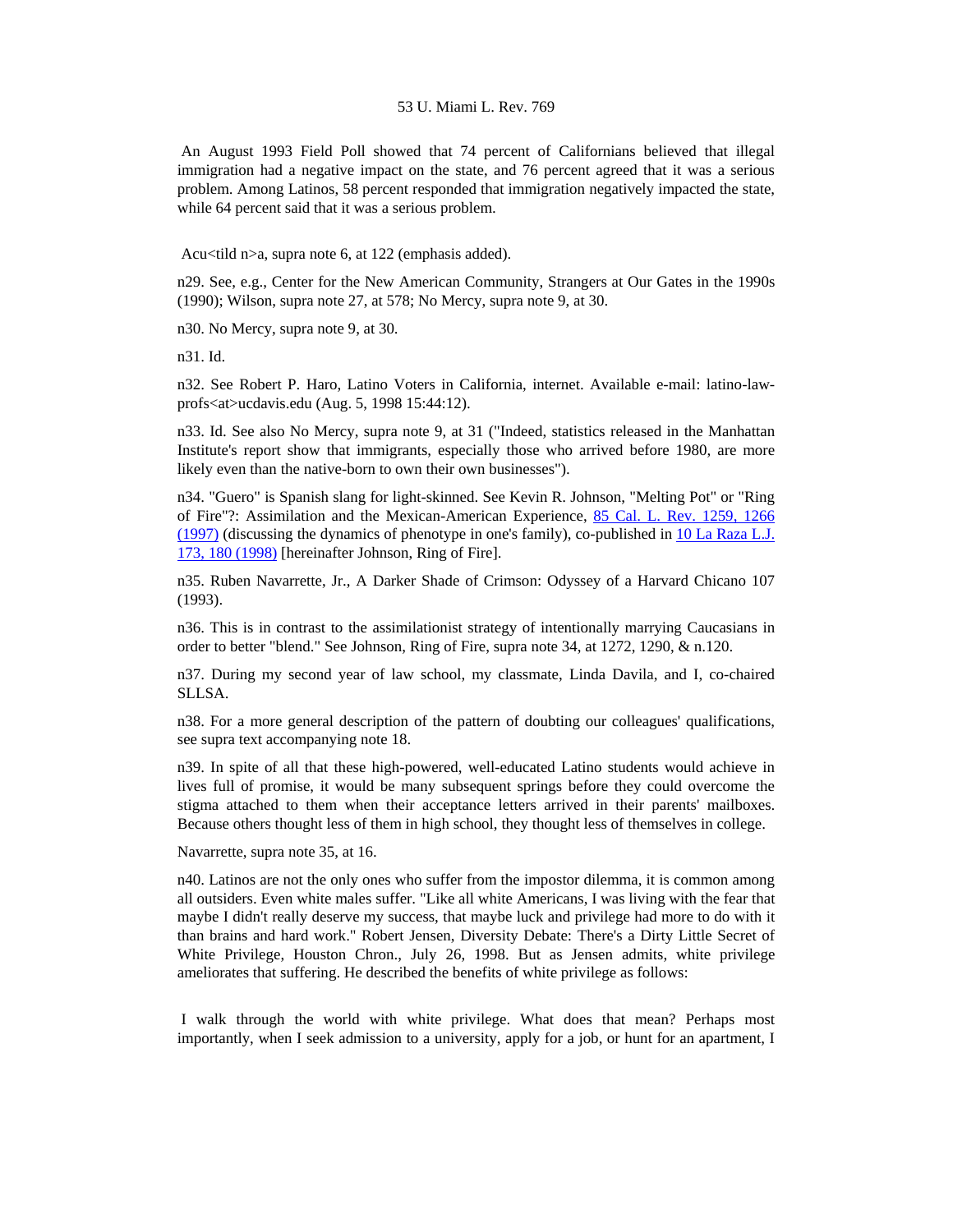An August 1993 Field Poll showed that 74 percent of Californians believed that illegal immigration had a negative impact on the state, and 76 percent agreed that it was a serious problem. Among Latinos, 58 percent responded that immigration negatively impacted the state, while 64 percent said that it was a serious problem.

Acu<tild n>a, supra note 6, at 122 (emphasis added).

n29. See, e.g., Center for the New American Community, Strangers at Our Gates in the 1990s (1990); Wilson, supra note 27, at 578; No Mercy, supra note 9, at 30.

n30. No Mercy, supra note 9, at 30.

n31. Id.

n32. See Robert P. Haro, Latino Voters in California, internet. Available e-mail: latino-law-profs<at>ucdavis.edu (Aug. 5, 1998 15:44:12).

n33. Id. See also No Mercy, supra note 9, at 31 ("Indeed, statistics released in the Manhattan Institute's report show that immigrants, especially those who arrived before 1980, are more likely even than the native-born to own their own businesses").

n34. "Guero" is Spanish slang for light-skinned. See Kevin R. Johnson, "Melting Pot" or "Ring of Fire"?: Assimilation and the Mexican-American Experience, 85 Cal. L. Rev. 1259, 1266 (1997) (discussing the dynamics of phenotype in one's family), co-published in 10 La Raza L.J. 173, 180 (1998) [hereinafter Johnson, Ring of Fire].

n35. Ruben Navarrette, Jr., A Darker Shade of Crimson: Odyssey of a Harvard Chicano 107 (1993).

n36. This is in contrast to the assimilationist strategy of intentionally marrying Caucasians in order to better "blend." See Johnson, Ring of Fire, supra note 34, at 1272, 1290, & n.120.

n37. During my second year of law school, my classmate, Linda Davila, and I, co-chaired SLLSA.

n38. For a more general description of the pattern of doubting our colleagues' qualifications, see supra text accompanying note 18.

n39. In spite of all that these high-powered, well-educated Latino students would achieve in lives full of promise, it would be many subsequent springs before they could overcome the stigma attached to them when their acceptance letters arrived in their parents' mailboxes. Because others thought less of them in high school, they thought less of themselves in college.

Navarrette, supra note 35, at 16.

n40. Latinos are not the only ones who suffer from the impostor dilemma, it is common among all outsiders. Even white males suffer. "Like all white Americans, I was living with the fear that maybe I didn't really deserve my success, that maybe luck and privilege had more to do with it than brains and hard work." Robert Jensen, Diversity Debate: There's a Dirty Little Secret of White Privilege, Houston Chron., July 26, 1998. But as Jensen admits, white privilege ameliorates that suffering. He described the benefits of white privilege as follows:

I walk through the world with white privilege. What does that mean? Perhaps most importantly, when I seek admission to a university, apply for a job, or hunt for an apartment, I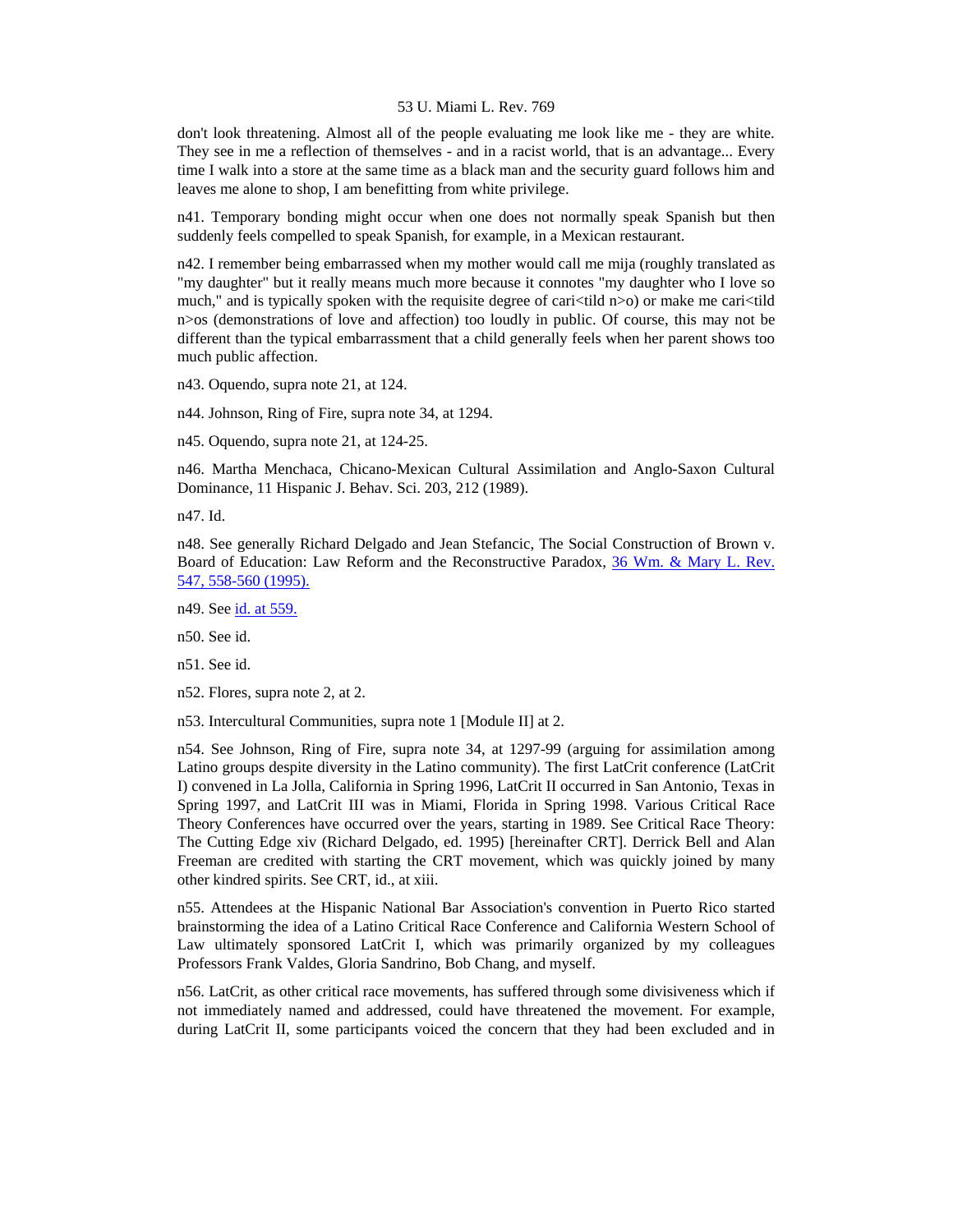don't look threatening. Almost all of the people evaluating me look like me - they are white. They see in me a reflection of themselves - and in a racist world, that is an advantage... Every time I walk into a store at the same time as a black man and the security guard follows him and leaves me alone to shop, I am benefitting from white privilege.

n41. Temporary bonding might occur when one does not normally speak Spanish but then suddenly feels compelled to speak Spanish, for example, in a Mexican restaurant.

n42. I remember being embarrassed when my mother would call me mija (roughly translated as "my daughter" but it really means much more because it connotes "my daughter who I love so much," and is typically spoken with the requisite degree of cari<tild n>o) or make me cari<tild n>os (demonstrations of love and affection) too loudly in public. Of course, this may not be different than the typical embarrassment that a child generally feels when her parent shows too much public affection.

n43. Oquendo, supra note 21, at 124.

n44. Johnson, Ring of Fire, supra note 34, at 1294.

n45. Oquendo, supra note 21, at 124-25.

n46. Martha Menchaca, Chicano-Mexican Cultural Assimilation and Anglo-Saxon Cultural Dominance, 11 Hispanic J. Behav. Sci. 203, 212 (1989).

n47. Id.

n48. See generally Richard Delgado and Jean Stefancic, The Social Construction of Brown v. Board of Education: Law Reform and the Reconstructive Paradox, 36 Wm. & Mary L. Rev. 547, 558-560 (1995).

n49. See id. at 559.

n50. See id.

n51. See id.

n52. Flores, supra note 2, at 2.

n53. Intercultural Communities, supra note 1 [Module II] at 2.

n54. See Johnson, Ring of Fire, supra note 34, at 1297-99 (arguing for assimilation among Latino groups despite diversity in the Latino community). The first LatCrit conference (LatCrit I) convened in La Jolla, California in Spring 1996, LatCrit II occurred in San Antonio, Texas in Spring 1997, and LatCrit III was in Miami, Florida in Spring 1998. Various Critical Race Theory Conferences have occurred over the years, starting in 1989. See Critical Race Theory: The Cutting Edge xiv (Richard Delgado, ed. 1995) [hereinafter CRT]. Derrick Bell and Alan Freeman are credited with starting the CRT movement, which was quickly joined by many other kindred spirits. See CRT, id., at xiii.

n55. Attendees at the Hispanic National Bar Association's convention in Puerto Rico started brainstorming the idea of a Latino Critical Race Conference and California Western School of Law ultimately sponsored LatCrit I, which was primarily organized by my colleagues Professors Frank Valdes, Gloria Sandrino, Bob Chang, and myself.

n56. LatCrit, as other critical race movements, has suffered through some divisiveness which if not immediately named and addressed, could have threatened the movement. For example, during LatCrit II, some participants voiced the concern that they had been excluded and in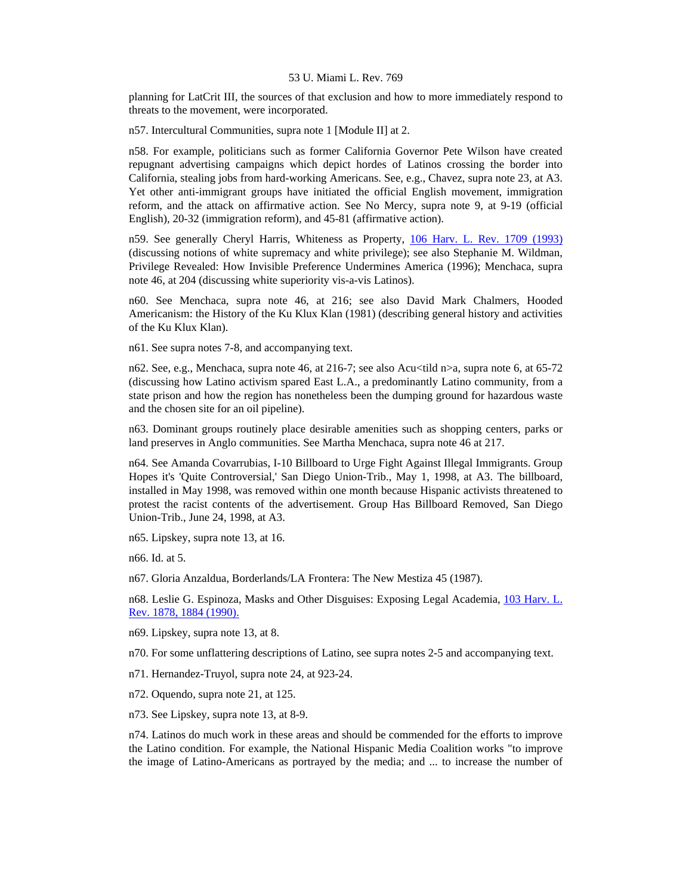planning for LatCrit III, the sources of that exclusion and how to more immediately respond to threats to the movement, were incorporated.

n57. Intercultural Communities, supra note 1 [Module II] at 2.

n58. For example, politicians such as former California Governor Pete Wilson have created repugnant advertising campaigns which depict hordes of Latinos crossing the border into California, stealing jobs from hard-working Americans. See, e.g., Chavez, supra note 23, at A3. Yet other anti-immigrant groups have initiated the official English movement, immigration reform, and the attack on affirmative action. See No Mercy, supra note 9, at 9-19 (official English), 20-32 (immigration reform), and 45-81 (affirmative action).

n59. See generally Cheryl Harris, Whiteness as Property, 106 Harv. L. Rev. 1709 (1993) (discussing notions of white supremacy and white privilege); see also Stephanie M. Wildman, Privilege Revealed: How Invisible Preference Undermines America (1996); Menchaca, supra note 46, at 204 (discussing white superiority vis-a-vis Latinos).

n60. See Menchaca, supra note 46, at 216; see also David Mark Chalmers, Hooded Americanism: the History of the Ku Klux Klan (1981) (describing general history and activities of the Ku Klux Klan).

n61. See supra notes 7-8, and accompanying text.

n62. See, e.g., Menchaca, supra note 46, at 216-7; see also Acu<tild n>a, supra note 6, at 65-72 (discussing how Latino activism spared East L.A., a predominantly Latino community, from a state prison and how the region has nonetheless been the dumping ground for hazardous waste and the chosen site for an oil pipeline).

n63. Dominant groups routinely place desirable amenities such as shopping centers, parks or land preserves in Anglo communities. See Martha Menchaca, supra note 46 at 217.

n64. See Amanda Covarrubias, I-10 Billboard to Urge Fight Against Illegal Immigrants. Group Hopes it's 'Quite Controversial,' San Diego Union-Trib., May 1, 1998, at A3. The billboard, installed in May 1998, was removed within one month because Hispanic activists threatened to protest the racist contents of the advertisement. Group Has Billboard Removed, San Diego Union-Trib., June 24, 1998, at A3.

n65. Lipskey, supra note 13, at 16.

n66. Id. at 5.

n67. Gloria Anzaldua, Borderlands/LA Frontera: The New Mestiza 45 (1987).

n68. Leslie G. Espinoza, Masks and Other Disguises: Exposing Legal Academia, 103 Harv. L. Rev. 1878, 1884 (1990).

n69. Lipskey, supra note 13, at 8.

n70. For some unflattering descriptions of Latino, see supra notes 2-5 and accompanying text.

n71. Hernandez-Truyol, supra note 24, at 923-24.

n72. Oquendo, supra note 21, at 125.

n73. See Lipskey, supra note 13, at 8-9.

n74. Latinos do much work in these areas and should be commended for the efforts to improve the Latino condition. For example, the National Hispanic Media Coalition works "to improve the image of Latino-Americans as portrayed by the media; and ... to increase the number of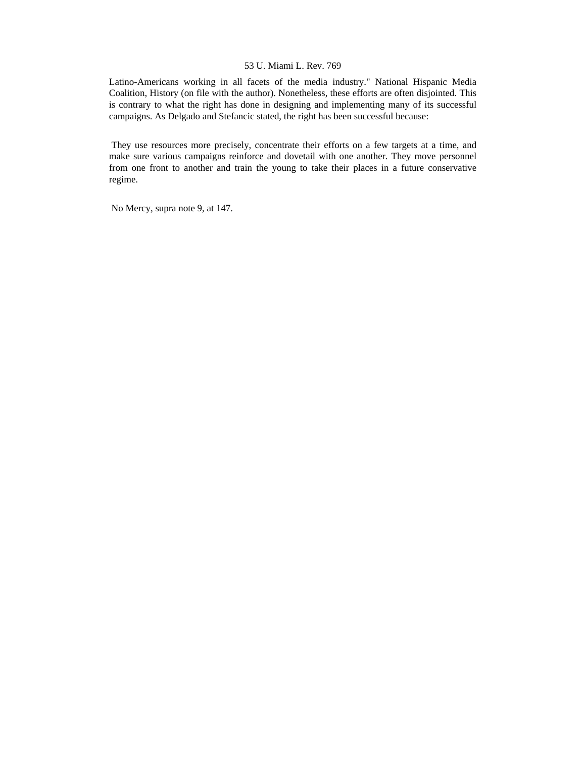Latino-Americans working in all facets of the media industry." National Hispanic Media Coalition, History (on file with the author). Nonetheless, these efforts are often disjointed. This is contrary to what the right has done in designing and implementing many of its successful campaigns. As Delgado and Stefancic stated, the right has been successful because:

> They use resources more precisely, concentrate their efforts on a few targets at a time, and make sure various campaigns reinforce and dovetail with one another. They move personnel from one front to another and train the young to take their places in a future conservative regime.

No Mercy, supra note 9, at 147.